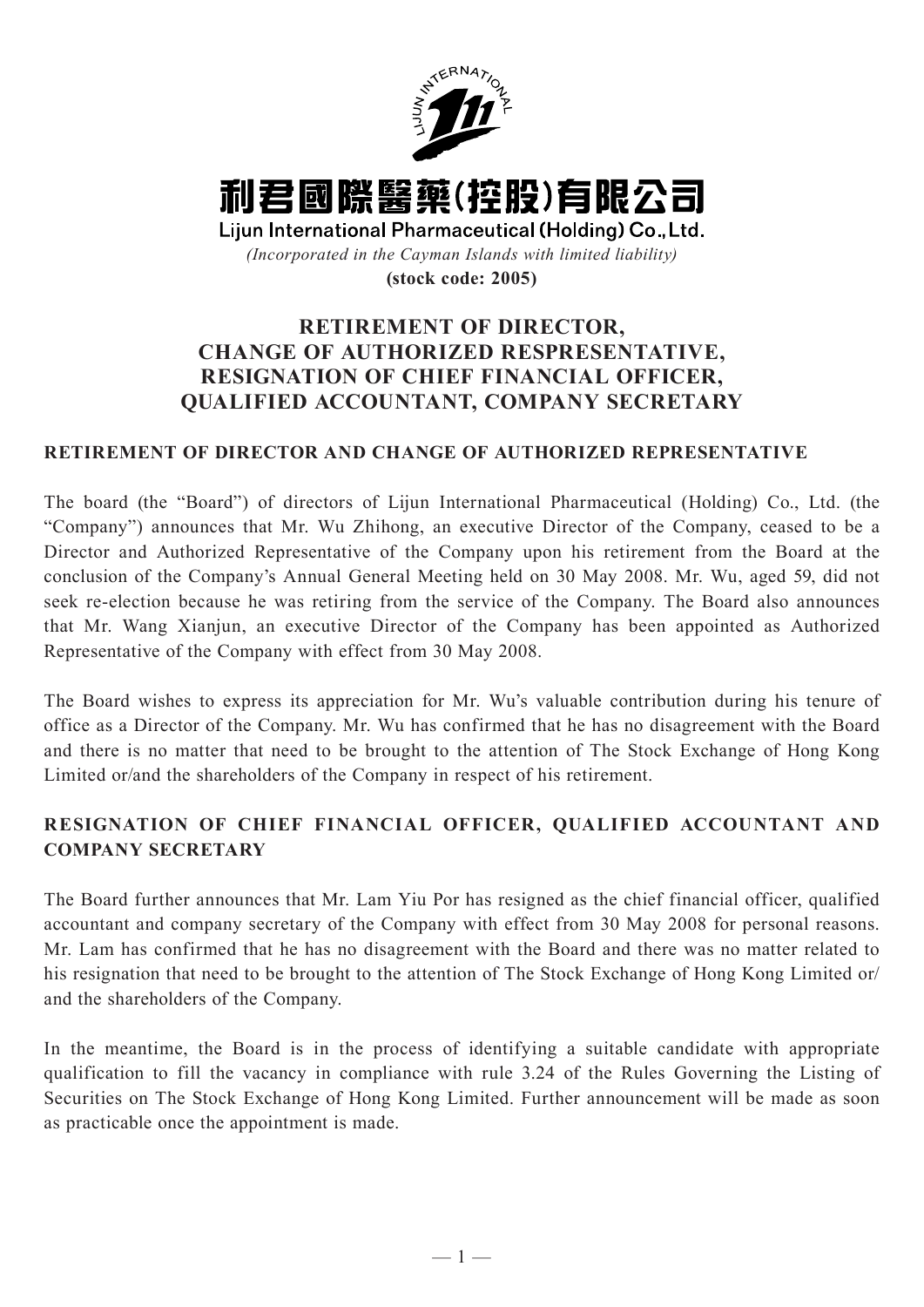# 利君國際醫藥(控股)有限公司

**Lijun International Pharmaceutical (Holding) Co., Ltd.**

*(Incorporated in the Cayman Islands with limited liability)*

**(stock code: 2005)**

## RETIREMENT OF DIRECTOR, CHANGE OF AUTHORIZED RESPRESENTATIVE, RESIGNATION OF CHIEF FINANCIAL OFFICER, QUALIFIED ACCOUNTANT, COMPANY SECRETARY

### RETIREMENT OF DIRECTOR AND CHANGE OF AUTHORIZED REPRESENTATIVE

The board (the "Board") of directors of Lijun International Pharmaceutical (Holding) Co., Ltd. (the "Company") announces that Mr. Wu Zhihong, an executive Director of the Company, ceased to be a Director and Authorized Representative of the Company upon his retirement from the Board at the conclusion of the Company's Annual General Meeting held on 30 May 2008. Mr. Wu, aged 59, did not seek re-election because he was retiring from the service of the Company. The Board also announces that Mr. Wang Xianjun, an executive Director of the Company has been appointed as Authorized Representative of the Company with effect from 30 May 2008.

The Board wishes to express its appreciation for Mr. Wu's valuable contribution during his tenure of office as a Director of the Company. Mr. Wu has confirmed that he has no disagreement with the Board and there is no matter that need to be brought to the attention of The Stock Exchange of Hong Kong Limited or/and the shareholders of the Company in respect of his retirement.

### RESIGNATION OF CHIEF FINANCIAL OFFICER, QUALIFIED ACCOUNTANT AND COMPANY SECRETARY

The Board further announces that Mr. Lam Yiu Por has resigned as the chief financial officer, qualified accountant and company secretary of the Company with effect from 30 May 2008 for personal reasons. Mr. Lam has confirmed that he has no disagreement with the Board and there was no matter related to his resignation that need to be brought to the attention of The Stock Exchange of Hong Kong Limited or/ and the shareholders of the Company.

In the meantime, the Board is in the process of identifying a suitable candidate with appropriate qualification to fill the vacancy in compliance with rule 3.24 of the Rules Governing the Listing of Securities on The Stock Exchange of Hong Kong Limited. Further announcement will be made as soon as practicable once the appointment is made.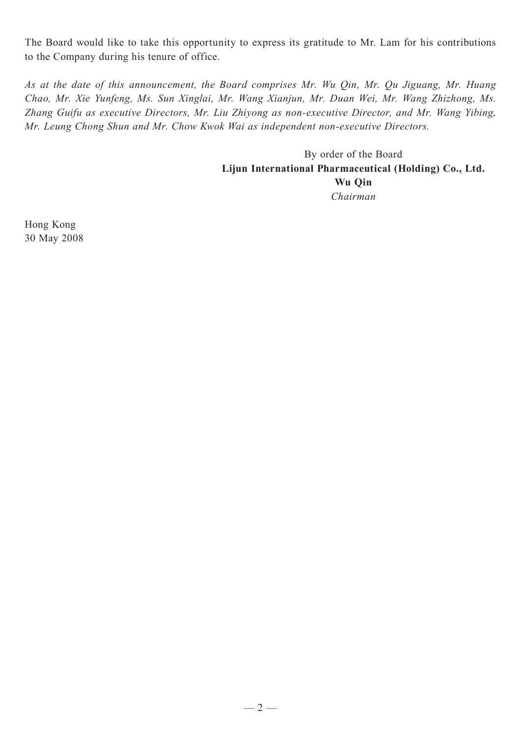The Board would like to take this opportunity to express its gratitude to Mr. Lam for his contributions to the Company during his tenure of office.

*As at the date of this announcement, the Board comprises Mr. Wu Qin, Mr. Qu Jiguang, Mr. Huang Chao, Mr. Xie Yunfeng, Ms. Sun Xinglai, Mr. Wang Xianjun, Mr. Duan Wei, Mr. Wang Zhizhong, Ms. Zhang Guifu as executive Directors, Mr. Liu Zhiyong as non-executive Director, and Mr. Wang Yibing, Mr. Leung Chong Shun and Mr. Chow Kwok Wai as independent non-executive Directors.*

By order of the Board
**Lijun International Pharmaceutical (Holding) Co., Ltd.**
**Wu Qin**
*Chairman*

Hong Kong
30 May 2008